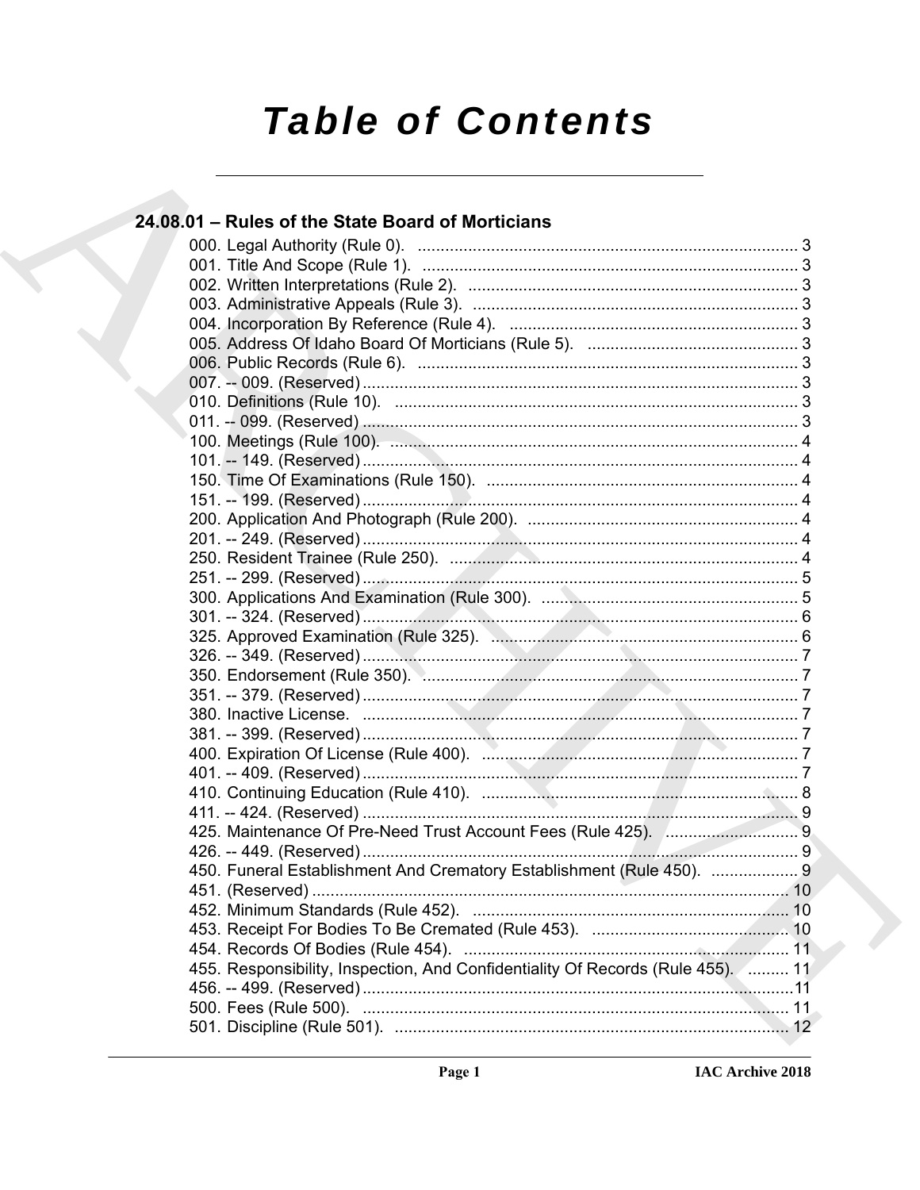# Table of Contents

## 24.08.01 – Rules of the State Board of Morticians

000. Legal Authority (Rule 0). .................................................................................. 3
001. Title And Scope (Rule 1). .................................................................................. 3
002. Written Interpretations (Rule 2). ........................................................................ 3
003. Administrative Appeals (Rule 3). ....................................................................... 3
004. Incorporation By Reference (Rule 4). ............................................................... 3
005. Address Of Idaho Board Of Morticians (Rule 5). .............................................. 3
006. Public Records (Rule 6). ................................................................................... 3
007. -- 009. (Reserved) ............................................................................................... 3
010. Definitions (Rule 10). ........................................................................................ 3
011. -- 099. (Reserved) ............................................................................................... 3
100. Meetings (Rule 100). ......................................................................................... 4
101. -- 149. (Reserved) ............................................................................................... 4
150. Time Of Examinations (Rule 150). .................................................................... 4
151. -- 199. (Reserved) ............................................................................................... 4
200. Application And Photograph (Rule 200). ........................................................... 4
201. -- 249. (Reserved) ............................................................................................... 4
250. Resident Trainee (Rule 250). ............................................................................ 4
251. -- 299. (Reserved) ............................................................................................... 5
300. Applications And Examination (Rule 300). ........................................................ 5
301. -- 324. (Reserved) ............................................................................................... 6
325. Approved Examination (Rule 325). ................................................................... 6
326. -- 349. (Reserved) ............................................................................................... 7
350. Endorsement (Rule 350). .................................................................................. 7
351. -- 379. (Reserved) ............................................................................................... 7
380. Inactive License. ................................................................................................ 7
381. -- 399. (Reserved) ............................................................................................... 7
400. Expiration Of License (Rule 400). ..................................................................... 7
401. -- 409. (Reserved) ............................................................................................... 7
410. Continuing Education (Rule 410). ..................................................................... 8
411. -- 424. (Reserved) ............................................................................................... 9
425. Maintenance Of Pre-Need Trust Account Fees (Rule 425). ............................. 9
426. -- 449. (Reserved) ............................................................................................... 9
450. Funeral Establishment And Crematory Establishment (Rule 450). ................... 9
451. (Reserved) ....................................................................................................... 10
452. Minimum Standards (Rule 452). ..................................................................... 10
453. Receipt For Bodies To Be Cremated (Rule 453). ........................................... 10
454. Records Of Bodies (Rule 454). ....................................................................... 11
455. Responsibility, Inspection, And Confidentiality Of Records (Rule 455). ......... 11
456. -- 499. (Reserved) ..............................................................................................11
500. Fees (Rule 500). ............................................................................................. 11
501. Discipline (Rule 501). ...................................................................................... 12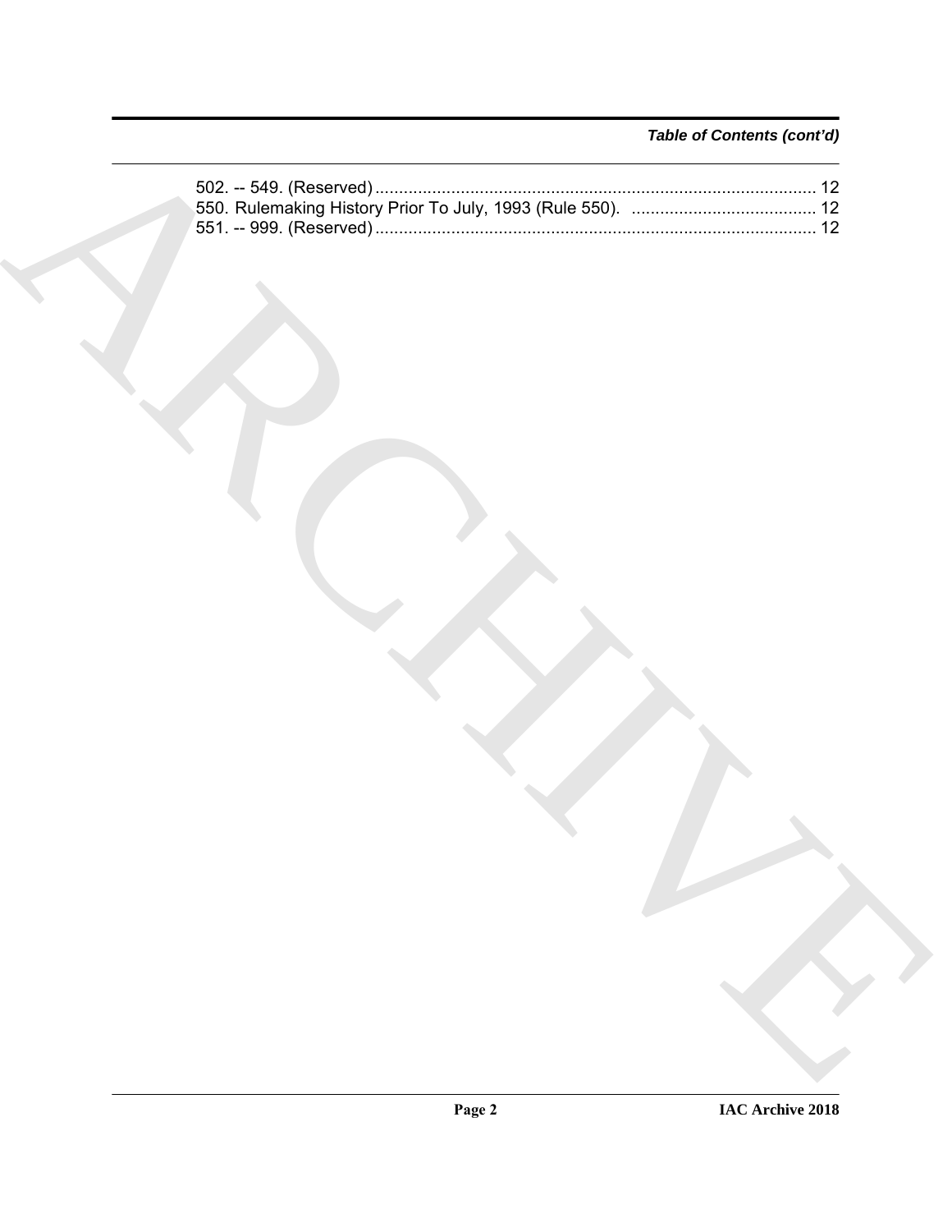*Table of Contents (cont'd)*

502. -- 549. (Reserved) ............................................................................................ 12
550. Rulemaking History Prior To July, 1993 (Rule 550). ....................................... 12
551. -- 999. (Reserved) ............................................................................................ 12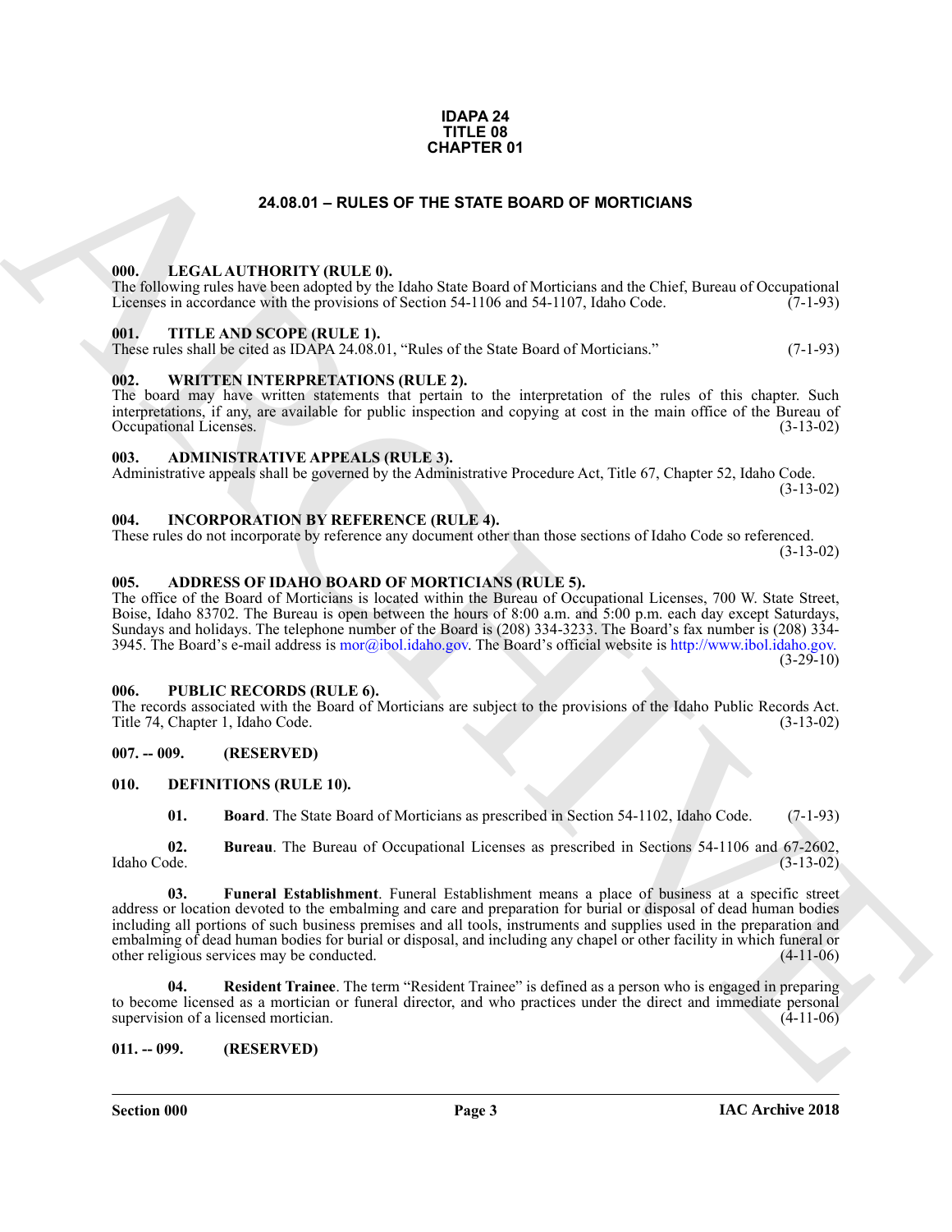**IDAPA 24**
**TITLE 08**
**CHAPTER 01**

# 24.08.01 – RULES OF THE STATE BOARD OF MORTICIANS

### 000. LEGAL AUTHORITY (RULE 0).

The following rules have been adopted by the Idaho State Board of Morticians and the Chief, Bureau of Occupational Licenses in accordance with the provisions of Section 54-1106 and 54-1107, Idaho Code. (7-1-93)

### 001. TITLE AND SCOPE (RULE 1).

These rules shall be cited as IDAPA 24.08.01, "Rules of the State Board of Morticians." (7-1-93)

### 002. WRITTEN INTERPRETATIONS (RULE 2).

The board may have written statements that pertain to the interpretation of the rules of this chapter. Such interpretations, if any, are available for public inspection and copying at cost in the main office of the Bureau of Occupational Licenses. (3-13-02)

### 003. ADMINISTRATIVE APPEALS (RULE 3).

Administrative appeals shall be governed by the Administrative Procedure Act, Title 67, Chapter 52, Idaho Code. (3-13-02)

### 004. INCORPORATION BY REFERENCE (RULE 4).

These rules do not incorporate by reference any document other than those sections of Idaho Code so referenced. (3-13-02)

### 005. ADDRESS OF IDAHO BOARD OF MORTICIANS (RULE 5).

The office of the Board of Morticians is located within the Bureau of Occupational Licenses, 700 W. State Street, Boise, Idaho 83702. The Bureau is open between the hours of 8:00 a.m. and 5:00 p.m. each day except Saturdays, Sundays and holidays. The telephone number of the Board is (208) 334-3233. The Board's fax number is (208) 334-3945. The Board's e-mail address is mor@ibol.idaho.gov. The Board's official website is http://www.ibol.idaho.gov. (3-29-10)

### 006. PUBLIC RECORDS (RULE 6).

The records associated with the Board of Morticians are subject to the provisions of the Idaho Public Records Act. Title 74, Chapter 1, Idaho Code. (3-13-02)

### 007. -- 009. (RESERVED)

### 010. DEFINITIONS (RULE 10).

**01. Board**. The State Board of Morticians as prescribed in Section 54-1102, Idaho Code. (7-1-93)

**02. Bureau**. The Bureau of Occupational Licenses as prescribed in Sections 54-1106 and 67-2602, Idaho Code. (3-13-02)

**03. Funeral Establishment**. Funeral Establishment means a place of business at a specific street address or location devoted to the embalming and care and preparation for burial or disposal of dead human bodies including all portions of such business premises and all tools, instruments and supplies used in the preparation and embalming of dead human bodies for burial or disposal, and including any chapel or other facility in which funeral or other religious services may be conducted. (4-11-06)

**04. Resident Trainee**. The term "Resident Trainee" is defined as a person who is engaged in preparing to become licensed as a mortician or funeral director, and who practices under the direct and immediate personal supervision of a licensed mortician. (4-11-06)

### 011. -- 099. (RESERVED)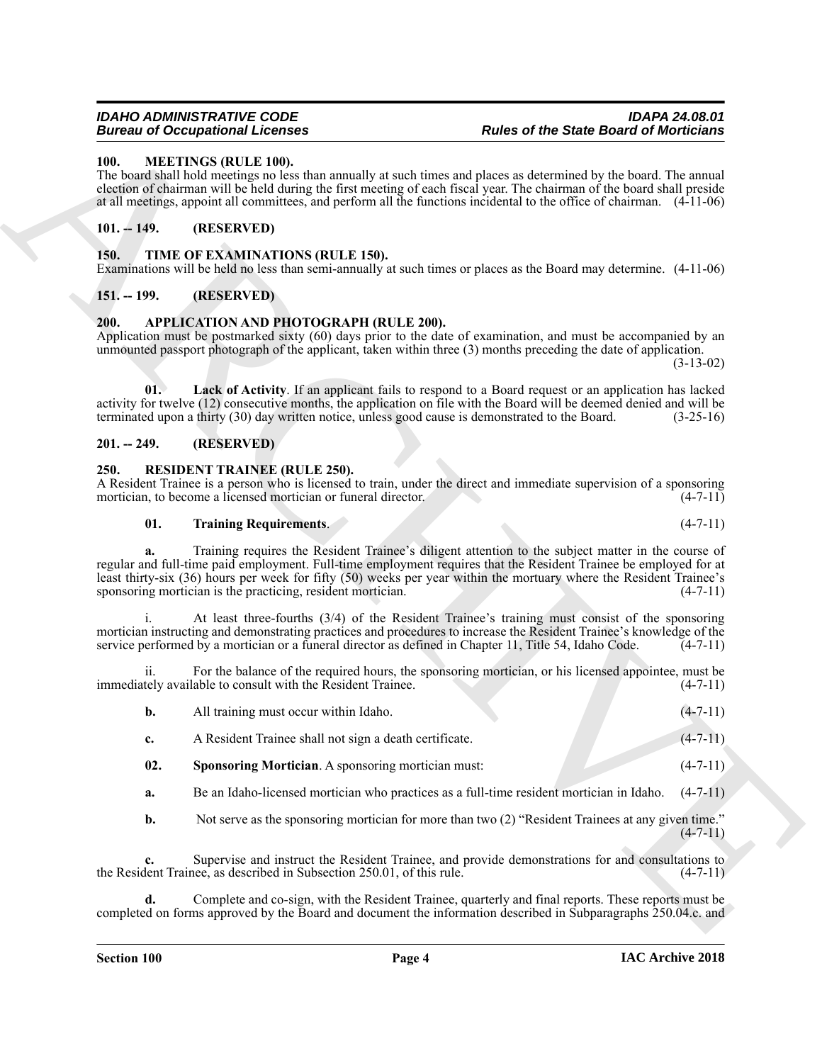**100. MEETINGS (RULE 100).**

The board shall hold meetings no less than annually at such times and places as determined by the board. The annual election of chairman will be held during the first meeting of each fiscal year. The chairman of the board shall preside at all meetings, appoint all committees, and perform all the functions incidental to the office of chairman. (4-11-06)

**101. -- 149. (RESERVED)**

**150. TIME OF EXAMINATIONS (RULE 150).**

Examinations will be held no less than semi-annually at such times or places as the Board may determine. (4-11-06)

**151. -- 199. (RESERVED)**

**200. APPLICATION AND PHOTOGRAPH (RULE 200).**

Application must be postmarked sixty (60) days prior to the date of examination, and must be accompanied by an unmounted passport photograph of the applicant, taken within three (3) months preceding the date of application. (3-13-02)

**01. Lack of Activity**. If an applicant fails to respond to a Board request or an application has lacked activity for twelve (12) consecutive months, the application on file with the Board will be deemed denied and will be terminated upon a thirty (30) day written notice, unless good cause is demonstrated to the Board. (3-25-16)

**201. -- 249. (RESERVED)**

**250. RESIDENT TRAINEE (RULE 250).**

A Resident Trainee is a person who is licensed to train, under the direct and immediate supervision of a sponsoring mortician, to become a licensed mortician or funeral director. (4-7-11)

**01. Training Requirements**. (4-7-11)

**a.** Training requires the Resident Trainee's diligent attention to the subject matter in the course of regular and full-time paid employment. Full-time employment requires that the Resident Trainee be employed for at least thirty-six (36) hours per week for fifty (50) weeks per year within the mortuary where the Resident Trainee's sponsoring mortician is the practicing, resident mortician. (4-7-11)

i. At least three-fourths (3/4) of the Resident Trainee's training must consist of the sponsoring mortician instructing and demonstrating practices and procedures to increase the Resident Trainee's knowledge of the service performed by a mortician or a funeral director as defined in Chapter 11, Title 54, Idaho Code. (4-7-11)

ii. For the balance of the required hours, the sponsoring mortician, or his licensed appointee, must be immediately available to consult with the Resident Trainee. (4-7-11)

**b.** All training must occur within Idaho. (4-7-11)

**c.** A Resident Trainee shall not sign a death certificate. (4-7-11)

**02. Sponsoring Mortician**. A sponsoring mortician must: (4-7-11)

**a.** Be an Idaho-licensed mortician who practices as a full-time resident mortician in Idaho. (4-7-11)

**b.** Not serve as the sponsoring mortician for more than two (2) "Resident Trainees at any given time." (4-7-11)

**c.** Supervise and instruct the Resident Trainee, and provide demonstrations for and consultations to the Resident Trainee, as described in Subsection 250.01, of this rule. (4-7-11)

**d.** Complete and co-sign, with the Resident Trainee, quarterly and final reports. These reports must be completed on forms approved by the Board and document the information described in Subparagraphs 250.04.c. and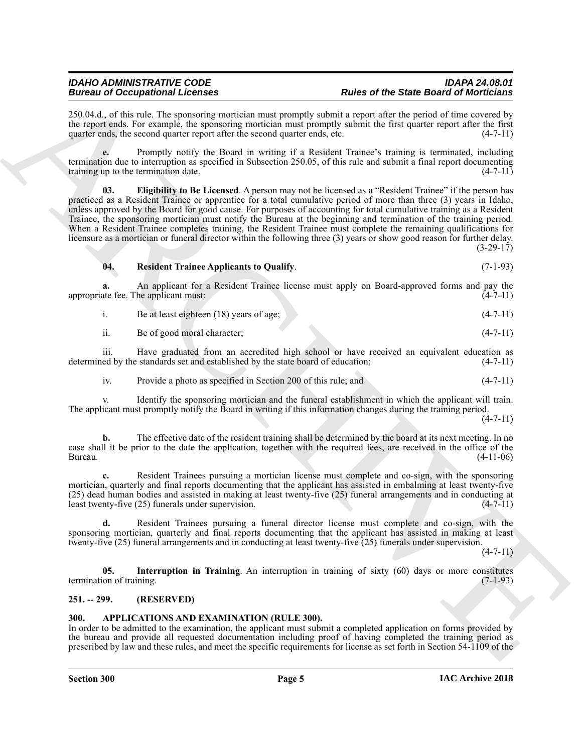250.04.d., of this rule. The sponsoring mortician must promptly submit a report after the period of time covered by the report ends. For example, the sponsoring mortician must promptly submit the first quarter report after the first quarter ends, the second quarter report after the second quarter ends, etc. (4-7-11)

**e.** Promptly notify the Board in writing if a Resident Trainee's training is terminated, including termination due to interruption as specified in Subsection 250.05, of this rule and submit a final report documenting training up to the termination date. (4-7-11)

**03. Eligibility to Be Licensed**. A person may not be licensed as a "Resident Trainee" if the person has practiced as a Resident Trainee or apprentice for a total cumulative period of more than three (3) years in Idaho, unless approved by the Board for good cause. For purposes of accounting for total cumulative training as a Resident Trainee, the sponsoring mortician must notify the Bureau at the beginning and termination of the training period. When a Resident Trainee completes training, the Resident Trainee must complete the remaining qualifications for licensure as a mortician or funeral director within the following three (3) years or show good reason for further delay. (3-29-17)

**04. Resident Trainee Applicants to Qualify**. (7-1-93)

**a.** An applicant for a Resident Trainee license must apply on Board-approved forms and pay the appropriate fee. The applicant must: (4-7-11)

i. Be at least eighteen (18) years of age; (4-7-11)

ii. Be of good moral character; (4-7-11)

iii. Have graduated from an accredited high school or have received an equivalent education as determined by the standards set and established by the state board of education; (4-7-11)

iv. Provide a photo as specified in Section 200 of this rule; and (4-7-11)

v. Identify the sponsoring mortician and the funeral establishment in which the applicant will train. The applicant must promptly notify the Board in writing if this information changes during the training period. (4-7-11)

**b.** The effective date of the resident training shall be determined by the board at its next meeting. In no case shall it be prior to the date the application, together with the required fees, are received in the office of the Bureau. (4-11-06)

**c.** Resident Trainees pursuing a mortician license must complete and co-sign, with the sponsoring mortician, quarterly and final reports documenting that the applicant has assisted in embalming at least twenty-five (25) dead human bodies and assisted in making at least twenty-five (25) funeral arrangements and in conducting at least twenty-five (25) funerals under supervision. (4-7-11)

**d.** Resident Trainees pursuing a funeral director license must complete and co-sign, with the sponsoring mortician, quarterly and final reports documenting that the applicant has assisted in making at least twenty-five (25) funeral arrangements and in conducting at least twenty-five (25) funerals under supervision. (4-7-11)

**05. Interruption in Training**. An interruption in training of sixty (60) days or more constitutes termination of training. (7-1-93)

## 251. -- 299. (RESERVED)

## 300. APPLICATIONS AND EXAMINATION (RULE 300).

In order to be admitted to the examination, the applicant must submit a completed application on forms provided by the bureau and provide all requested documentation including proof of having completed the training period as prescribed by law and these rules, and meet the specific requirements for license as set forth in Section 54-1109 of the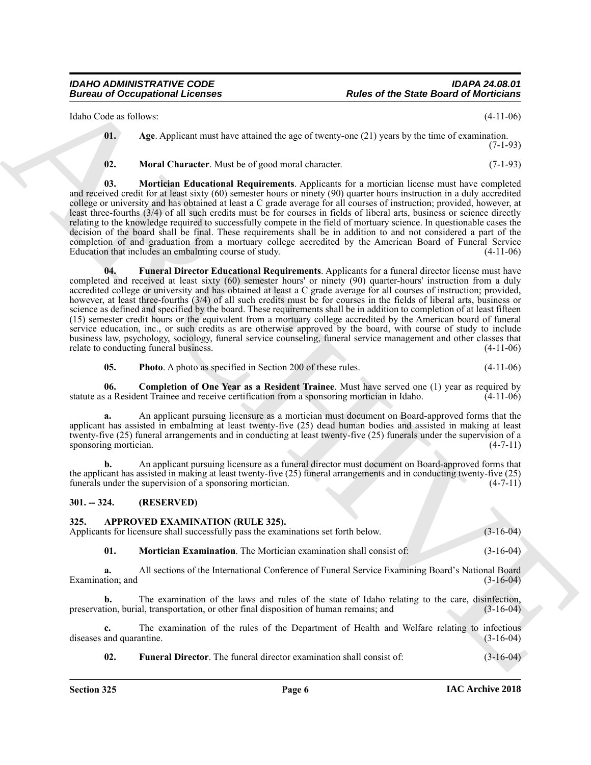Idaho Code as follows: (4-11-06)

**01. Age**. Applicant must have attained the age of twenty-one (21) years by the time of examination. (7-1-93)

**02. Moral Character**. Must be of good moral character. (7-1-93)

**03. Mortician Educational Requirements**. Applicants for a mortician license must have completed and received credit for at least sixty (60) semester hours or ninety (90) quarter hours instruction in a duly accredited college or university and has obtained at least a C grade average for all courses of instruction; provided, however, at least three-fourths (3/4) of all such credits must be for courses in fields of liberal arts, business or science directly relating to the knowledge required to successfully compete in the field of mortuary science. In questionable cases the decision of the board shall be final. These requirements shall be in addition to and not considered a part of the completion of and graduation from a mortuary college accredited by the American Board of Funeral Service Education that includes an embalming course of study. (4-11-06)

**04. Funeral Director Educational Requirements**. Applicants for a funeral director license must have completed and received at least sixty (60) semester hours' or ninety (90) quarter-hours' instruction from a duly accredited college or university and has obtained at least a C grade average for all courses of instruction; provided, however, at least three-fourths (3/4) of all such credits must be for courses in the fields of liberal arts, business or science as defined and specified by the board. These requirements shall be in addition to completion of at least fifteen (15) semester credit hours or the equivalent from a mortuary college accredited by the American board of funeral service education, inc., or such credits as are otherwise approved by the board, with course of study to include business law, psychology, sociology, funeral service counseling, funeral service management and other classes that relate to conducting funeral business. (4-11-06)

**05. Photo**. A photo as specified in Section 200 of these rules. (4-11-06)

**06. Completion of One Year as a Resident Trainee**. Must have served one (1) year as required by statute as a Resident Trainee and receive certification from a sponsoring mortician in Idaho. (4-11-06)

**a.** An applicant pursuing licensure as a mortician must document on Board-approved forms that the applicant has assisted in embalming at least twenty-five (25) dead human bodies and assisted in making at least twenty-five (25) funeral arrangements and in conducting at least twenty-five (25) funerals under the supervision of a sponsoring mortician. (4-7-11)

**b.** An applicant pursuing licensure as a funeral director must document on Board-approved forms that the applicant has assisted in making at least twenty-five (25) funeral arrangements and in conducting twenty-five (25) funerals under the supervision of a sponsoring mortician. (4-7-11)

## 301. -- 324. (RESERVED)

## 325. APPROVED EXAMINATION (RULE 325).

Applicants for licensure shall successfully pass the examinations set forth below. (3-16-04)

**01. Mortician Examination**. The Mortician examination shall consist of: (3-16-04)

**a.** All sections of the International Conference of Funeral Service Examining Board's National Board Examination; and (3-16-04)

**b.** The examination of the laws and rules of the state of Idaho relating to the care, disinfection, preservation, burial, transportation, or other final disposition of human remains; and (3-16-04)

**c.** The examination of the rules of the Department of Health and Welfare relating to infectious diseases and quarantine. (3-16-04)

**02. Funeral Director**. The funeral director examination shall consist of: (3-16-04)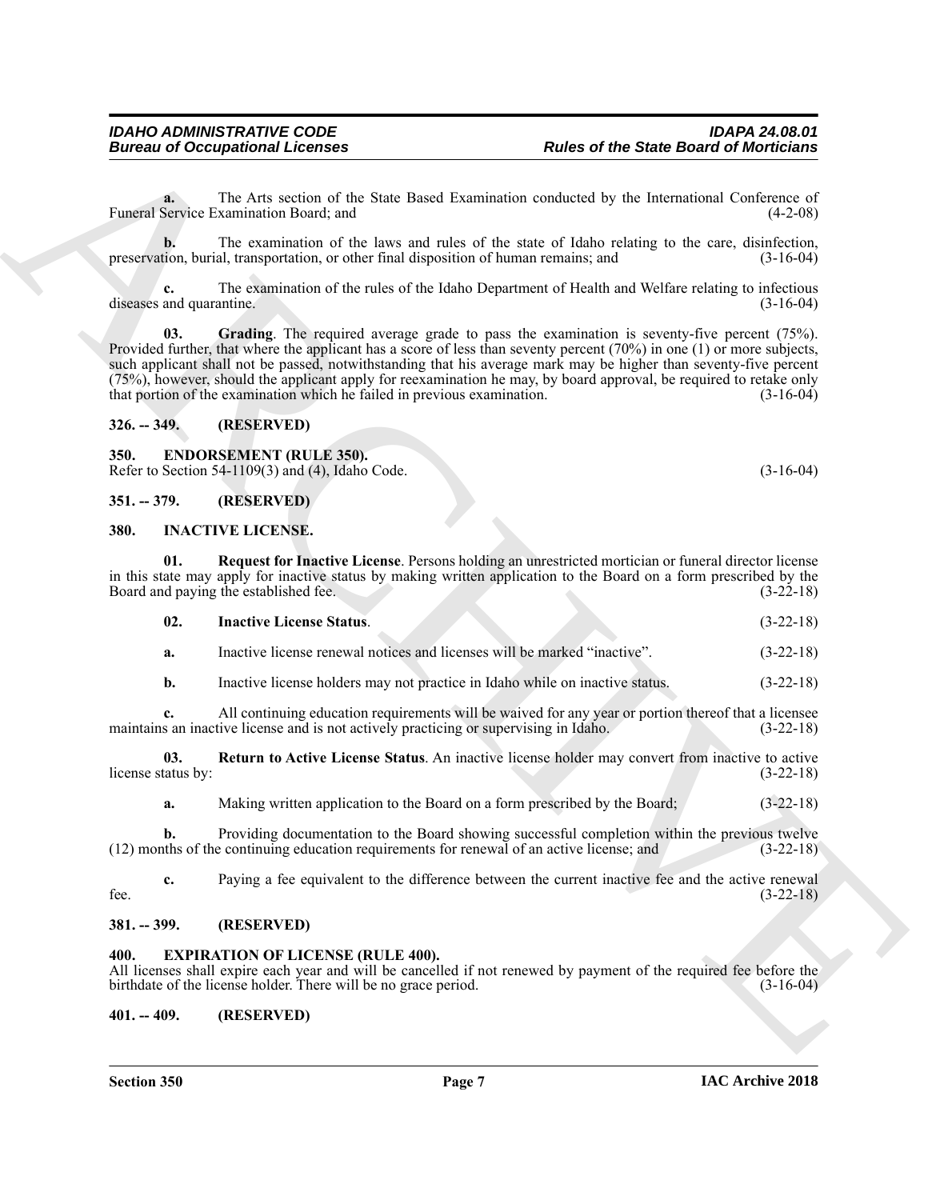**a.** The Arts section of the State Based Examination conducted by the International Conference of Funeral Service Examination Board; and (4-2-08)

**b.** The examination of the laws and rules of the state of Idaho relating to the care, disinfection, preservation, burial, transportation, or other final disposition of human remains; and (3-16-04)

**c.** The examination of the rules of the Idaho Department of Health and Welfare relating to infectious diseases and quarantine. (3-16-04)

**03. Grading**. The required average grade to pass the examination is seventy-five percent (75%). Provided further, that where the applicant has a score of less than seventy percent (70%) in one (1) or more subjects, such applicant shall not be passed, notwithstanding that his average mark may be higher than seventy-five percent (75%), however, should the applicant apply for reexamination he may, by board approval, be required to retake only that portion of the examination which he failed in previous examination. (3-16-04)

## 326. -- 349. (RESERVED)

## 350. ENDORSEMENT (RULE 350).

Refer to Section 54-1109(3) and (4), Idaho Code. (3-16-04)

## 351. -- 379. (RESERVED)

## 380. INACTIVE LICENSE.

**01. Request for Inactive License**. Persons holding an unrestricted mortician or funeral director license in this state may apply for inactive status by making written application to the Board on a form prescribed by the Board and paying the established fee. (3-22-18)

**02. Inactive License Status**. (3-22-18)

**a.** Inactive license renewal notices and licenses will be marked "inactive". (3-22-18)

**b.** Inactive license holders may not practice in Idaho while on inactive status. (3-22-18)

**c.** All continuing education requirements will be waived for any year or portion thereof that a licensee maintains an inactive license and is not actively practicing or supervising in Idaho. (3-22-18)

**03. Return to Active License Status**. An inactive license holder may convert from inactive to active license status by: (3-22-18)

**a.** Making written application to the Board on a form prescribed by the Board; (3-22-18)

**b.** Providing documentation to the Board showing successful completion within the previous twelve (12) months of the continuing education requirements for renewal of an active license; and (3-22-18)

**c.** Paying a fee equivalent to the difference between the current inactive fee and the active renewal fee. (3-22-18)

## 381. -- 399. (RESERVED)

## 400. EXPIRATION OF LICENSE (RULE 400).

All licenses shall expire each year and will be cancelled if not renewed by payment of the required fee before the birthdate of the license holder. There will be no grace period. (3-16-04)

## 401. -- 409. (RESERVED)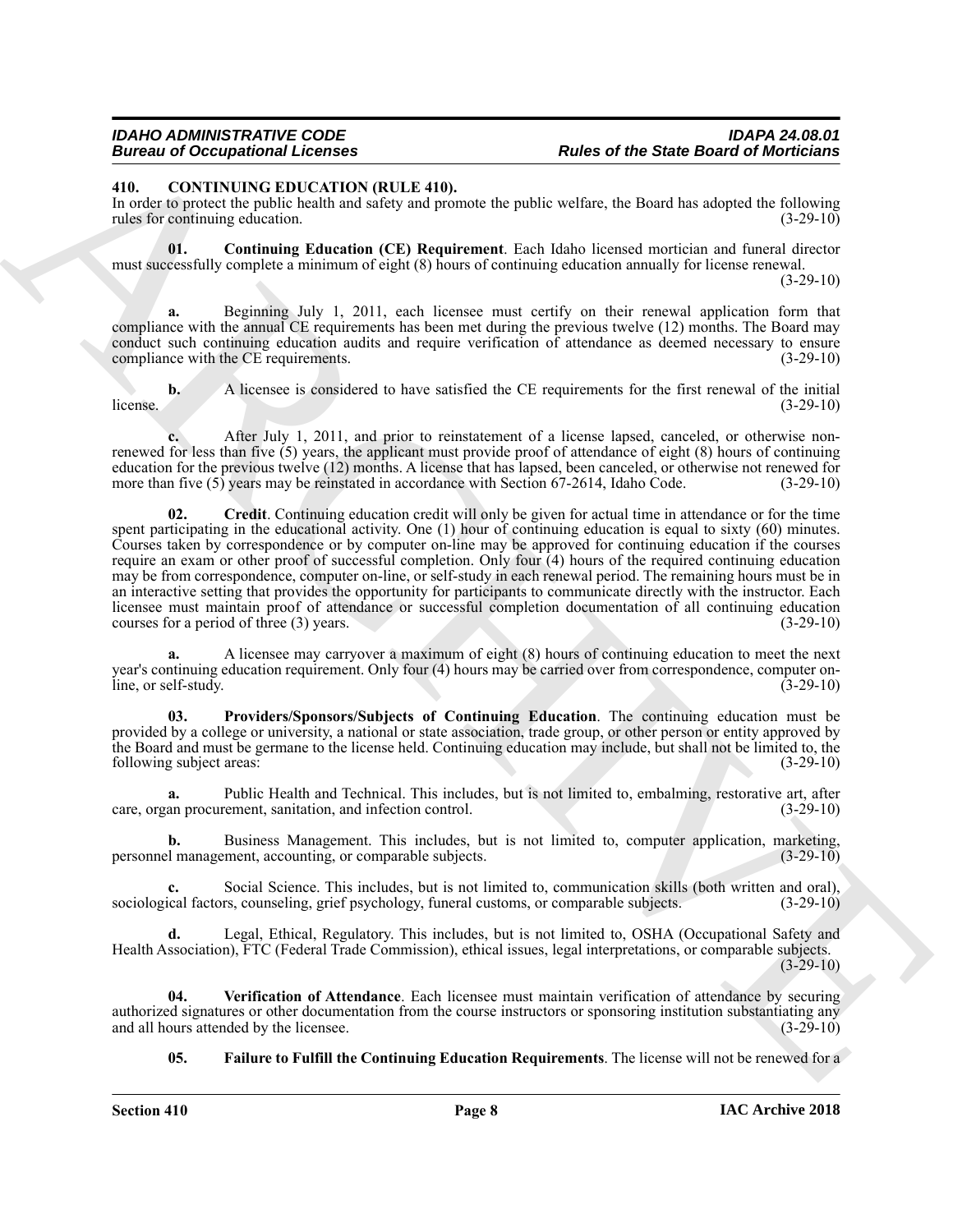**410. CONTINUING EDUCATION (RULE 410).**

In order to protect the public health and safety and promote the public welfare, the Board has adopted the following rules for continuing education. (3-29-10)

**01. Continuing Education (CE) Requirement**. Each Idaho licensed mortician and funeral director must successfully complete a minimum of eight (8) hours of continuing education annually for license renewal. (3-29-10)

**a.** Beginning July 1, 2011, each licensee must certify on their renewal application form that compliance with the annual CE requirements has been met during the previous twelve (12) months. The Board may conduct such continuing education audits and require verification of attendance as deemed necessary to ensure compliance with the CE requirements. (3-29-10)

**b.** A licensee is considered to have satisfied the CE requirements for the first renewal of the initial license. (3-29-10)

**c.** After July 1, 2011, and prior to reinstatement of a license lapsed, canceled, or otherwise non-renewed for less than five (5) years, the applicant must provide proof of attendance of eight (8) hours of continuing education for the previous twelve (12) months. A license that has lapsed, been canceled, or otherwise not renewed for more than five (5) years may be reinstated in accordance with Section 67-2614, Idaho Code. (3-29-10)

**02. Credit**. Continuing education credit will only be given for actual time in attendance or for the time spent participating in the educational activity. One (1) hour of continuing education is equal to sixty (60) minutes. Courses taken by correspondence or by computer on-line may be approved for continuing education if the courses require an exam or other proof of successful completion. Only four (4) hours of the required continuing education may be from correspondence, computer on-line, or self-study in each renewal period. The remaining hours must be in an interactive setting that provides the opportunity for participants to communicate directly with the instructor. Each licensee must maintain proof of attendance or successful completion documentation of all continuing education courses for a period of three (3) years. (3-29-10)

**a.** A licensee may carryover a maximum of eight (8) hours of continuing education to meet the next year's continuing education requirement. Only four (4) hours may be carried over from correspondence, computer on-line, or self-study. (3-29-10)

**03. Providers/Sponsors/Subjects of Continuing Education**. The continuing education must be provided by a college or university, a national or state association, trade group, or other person or entity approved by the Board and must be germane to the license held. Continuing education may include, but shall not be limited to, the following subject areas: (3-29-10)

**a.** Public Health and Technical. This includes, but is not limited to, embalming, restorative art, after care, organ procurement, sanitation, and infection control. (3-29-10)

**b.** Business Management. This includes, but is not limited to, computer application, marketing, personnel management, accounting, or comparable subjects. (3-29-10)

**c.** Social Science. This includes, but is not limited to, communication skills (both written and oral), sociological factors, counseling, grief psychology, funeral customs, or comparable subjects. (3-29-10)

**d.** Legal, Ethical, Regulatory. This includes, but is not limited to, OSHA (Occupational Safety and Health Association), FTC (Federal Trade Commission), ethical issues, legal interpretations, or comparable subjects. (3-29-10)

**04. Verification of Attendance**. Each licensee must maintain verification of attendance by securing authorized signatures or other documentation from the course instructors or sponsoring institution substantiating any and all hours attended by the licensee. (3-29-10)

**05. Failure to Fulfill the Continuing Education Requirements**. The license will not be renewed for a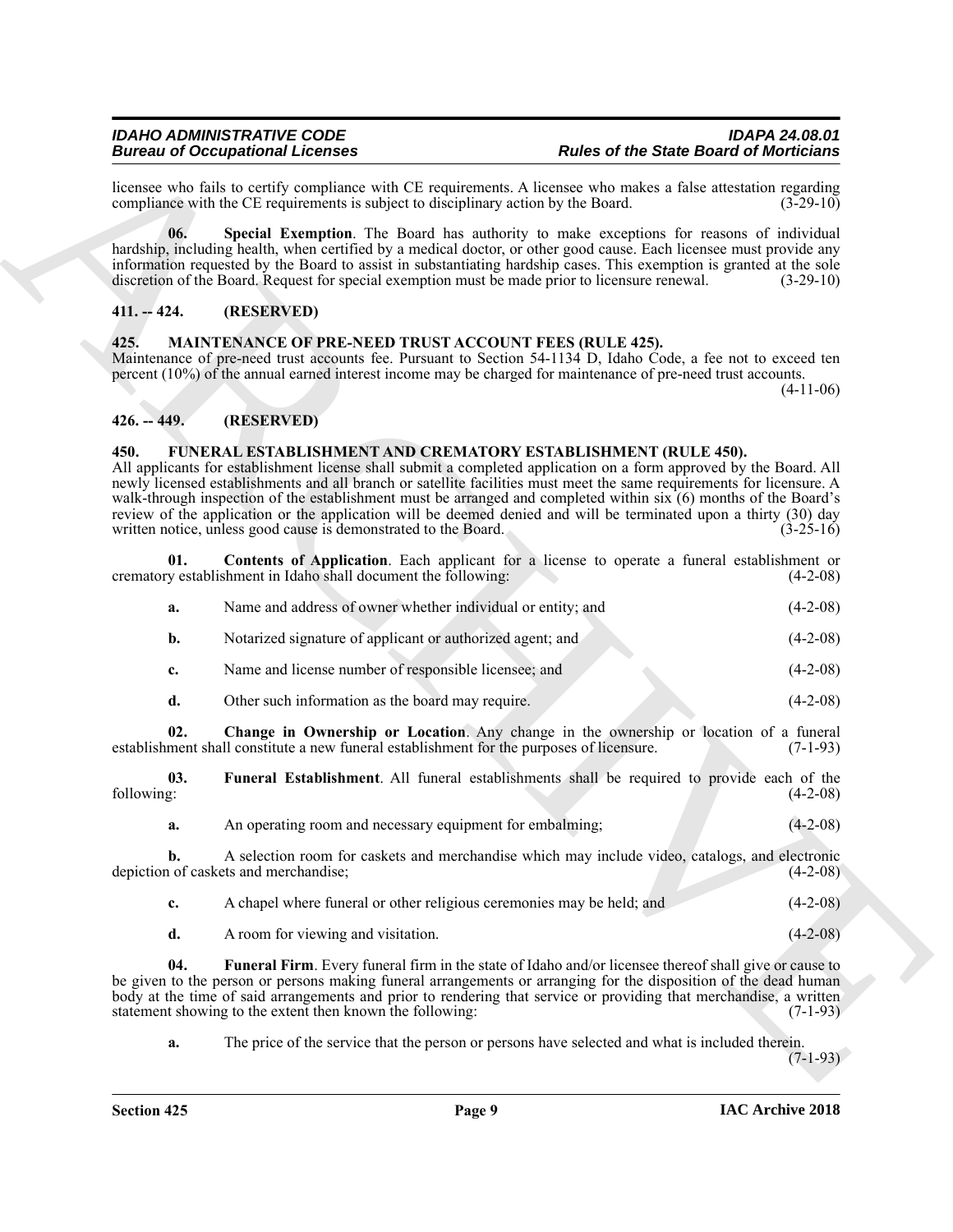licensee who fails to certify compliance with CE requirements. A licensee who makes a false attestation regarding compliance with the CE requirements is subject to disciplinary action by the Board. (3-29-10)

**06. Special Exemption**. The Board has authority to make exceptions for reasons of individual hardship, including health, when certified by a medical doctor, or other good cause. Each licensee must provide any information requested by the Board to assist in substantiating hardship cases. This exemption is granted at the sole discretion of the Board. Request for special exemption must be made prior to licensure renewal. (3-29-10)

## 411. -- 424. (RESERVED)

## 425. MAINTENANCE OF PRE-NEED TRUST ACCOUNT FEES (RULE 425).

Maintenance of pre-need trust accounts fee. Pursuant to Section 54-1134 D, Idaho Code, a fee not to exceed ten percent (10%) of the annual earned interest income may be charged for maintenance of pre-need trust accounts. (4-11-06)

## 426. -- 449. (RESERVED)

## 450. FUNERAL ESTABLISHMENT AND CREMATORY ESTABLISHMENT (RULE 450).

All applicants for establishment license shall submit a completed application on a form approved by the Board. All newly licensed establishments and all branch or satellite facilities must meet the same requirements for licensure. A walk-through inspection of the establishment must be arranged and completed within six (6) months of the Board's review of the application or the application will be deemed denied and will be terminated upon a thirty (30) day written notice, unless good cause is demonstrated to the Board. (3-25-16)

**01. Contents of Application**. Each applicant for a license to operate a funeral establishment or crematory establishment in Idaho shall document the following: (4-2-08)

**a.** Name and address of owner whether individual or entity; and (4-2-08)

**b.** Notarized signature of applicant or authorized agent; and (4-2-08)

**c.** Name and license number of responsible licensee; and (4-2-08)

**d.** Other such information as the board may require. (4-2-08)

**02. Change in Ownership or Location**. Any change in the ownership or location of a funeral establishment shall constitute a new funeral establishment for the purposes of licensure. (7-1-93)

**03. Funeral Establishment**. All funeral establishments shall be required to provide each of the following: (4-2-08)

**a.** An operating room and necessary equipment for embalming; (4-2-08)

**b.** A selection room for caskets and merchandise which may include video, catalogs, and electronic depiction of caskets and merchandise; (4-2-08)

**c.** A chapel where funeral or other religious ceremonies may be held; and (4-2-08)

**d.** A room for viewing and visitation. (4-2-08)

**04. Funeral Firm**. Every funeral firm in the state of Idaho and/or licensee thereof shall give or cause to be given to the person or persons making funeral arrangements or arranging for the disposition of the dead human body at the time of said arrangements and prior to rendering that service or providing that merchandise, a written statement showing to the extent then known the following: (7-1-93)

**a.** The price of the service that the person or persons have selected and what is included therein. (7-1-93)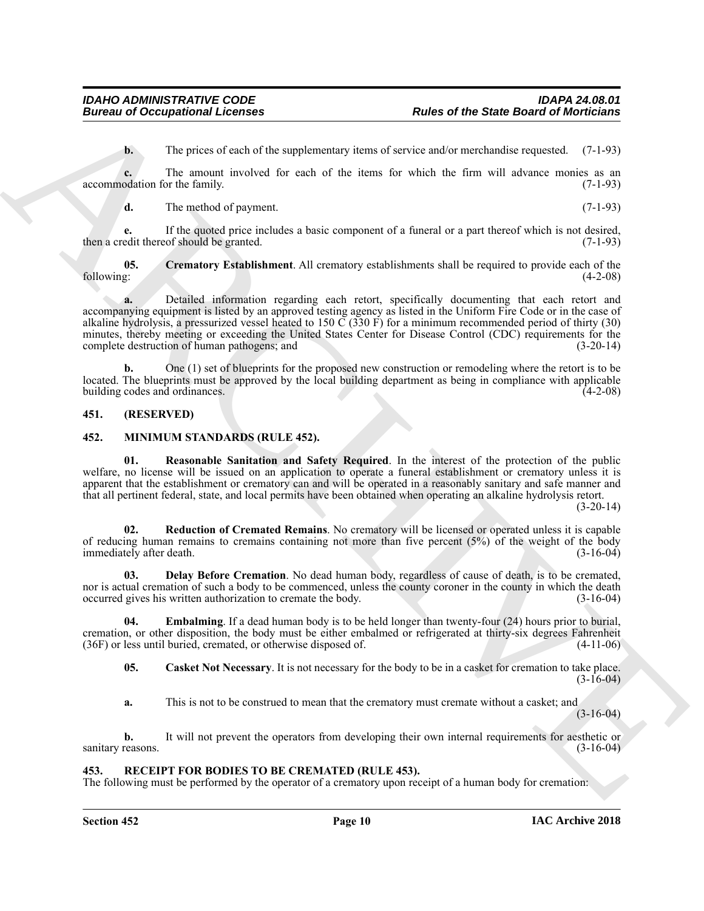**b.** The prices of each of the supplementary items of service and/or merchandise requested. (7-1-93)

**c.** The amount involved for each of the items for which the firm will advance monies as an accommodation for the family. (7-1-93)

**d.** The method of payment. (7-1-93)

**e.** If the quoted price includes a basic component of a funeral or a part thereof which is not desired, then a credit thereof should be granted. (7-1-93)

**05. Crematory Establishment**. All crematory establishments shall be required to provide each of the following: (4-2-08)

**a.** Detailed information regarding each retort, specifically documenting that each retort and accompanying equipment is listed by an approved testing agency as listed in the Uniform Fire Code or in the case of alkaline hydrolysis, a pressurized vessel heated to 150 C (330 F) for a minimum recommended period of thirty (30) minutes, thereby meeting or exceeding the United States Center for Disease Control (CDC) requirements for the complete destruction of human pathogens; and (3-20-14)

**b.** One (1) set of blueprints for the proposed new construction or remodeling where the retort is to be located. The blueprints must be approved by the local building department as being in compliance with applicable building codes and ordinances. (4-2-08)

## 451. (RESERVED)

## 452. MINIMUM STANDARDS (RULE 452).

**01. Reasonable Sanitation and Safety Required**. In the interest of the protection of the public welfare, no license will be issued on an application to operate a funeral establishment or crematory unless it is apparent that the establishment or crematory can and will be operated in a reasonably sanitary and safe manner and that all pertinent federal, state, and local permits have been obtained when operating an alkaline hydrolysis retort. (3-20-14)

**02. Reduction of Cremated Remains**. No crematory will be licensed or operated unless it is capable of reducing human remains to cremains containing not more than five percent (5%) of the weight of the body immediately after death. (3-16-04)

**03. Delay Before Cremation**. No dead human body, regardless of cause of death, is to be cremated, nor is actual cremation of such a body to be commenced, unless the county coroner in the county in which the death occurred gives his written authorization to cremate the body. (3-16-04)

**04. Embalming**. If a dead human body is to be held longer than twenty-four (24) hours prior to burial, cremation, or other disposition, the body must be either embalmed or refrigerated at thirty-six degrees Fahrenheit (36F) or less until buried, cremated, or otherwise disposed of. (4-11-06)

**05. Casket Not Necessary**. It is not necessary for the body to be in a casket for cremation to take place. (3-16-04)

**a.** This is not to be construed to mean that the crematory must cremate without a casket; and (3-16-04)

**b.** It will not prevent the operators from developing their own internal requirements for aesthetic or sanitary reasons. (3-16-04)

## 453. RECEIPT FOR BODIES TO BE CREMATED (RULE 453).

The following must be performed by the operator of a crematory upon receipt of a human body for cremation: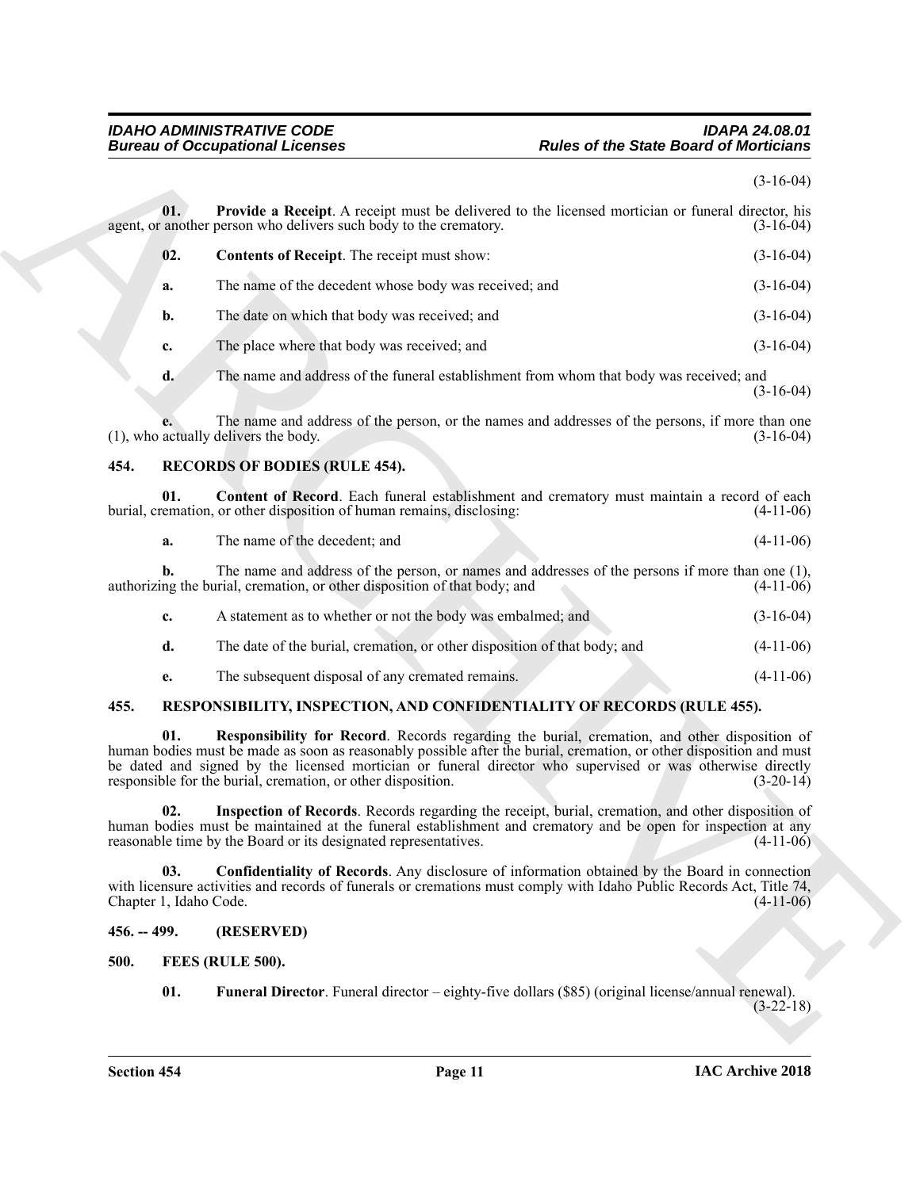(3-16-04)

**01. Provide a Receipt**. A receipt must be delivered to the licensed mortician or funeral director, his agent, or another person who delivers such body to the crematory. (3-16-04)

**02. Contents of Receipt**. The receipt must show: (3-16-04)

**a.** The name of the decedent whose body was received; and (3-16-04)

**b.** The date on which that body was received; and (3-16-04)

**c.** The place where that body was received; and (3-16-04)

**d.** The name and address of the funeral establishment from whom that body was received; and (3-16-04)

**e.** The name and address of the person, or the names and addresses of the persons, if more than one (1), who actually delivers the body. (3-16-04)

## 454. RECORDS OF BODIES (RULE 454).

**01. Content of Record**. Each funeral establishment and crematory must maintain a record of each burial, cremation, or other disposition of human remains, disclosing: (4-11-06)

**a.** The name of the decedent; and (4-11-06)

**b.** The name and address of the person, or names and addresses of the persons if more than one (1), authorizing the burial, cremation, or other disposition of that body; and (4-11-06)

**c.** A statement as to whether or not the body was embalmed; and (3-16-04)

**d.** The date of the burial, cremation, or other disposition of that body; and (4-11-06)

**e.** The subsequent disposal of any cremated remains. (4-11-06)

## 455. RESPONSIBILITY, INSPECTION, AND CONFIDENTIALITY OF RECORDS (RULE 455).

**01. Responsibility for Record**. Records regarding the burial, cremation, and other disposition of human bodies must be made as soon as reasonably possible after the burial, cremation, or other disposition and must be dated and signed by the licensed mortician or funeral director who supervised or was otherwise directly responsible for the burial, cremation, or other disposition. (3-20-14)

**02. Inspection of Records**. Records regarding the receipt, burial, cremation, and other disposition of human bodies must be maintained at the funeral establishment and crematory and be open for inspection at any reasonable time by the Board or its designated representatives. (4-11-06)

**03. Confidentiality of Records**. Any disclosure of information obtained by the Board in connection with licensure activities and records of funerals or cremations must comply with Idaho Public Records Act, Title 74, Chapter 1, Idaho Code. (4-11-06)

## 456. -- 499. (RESERVED)

## 500. FEES (RULE 500).

**01. Funeral Director**. Funeral director – eighty-five dollars ($85) (original license/annual renewal). (3-22-18)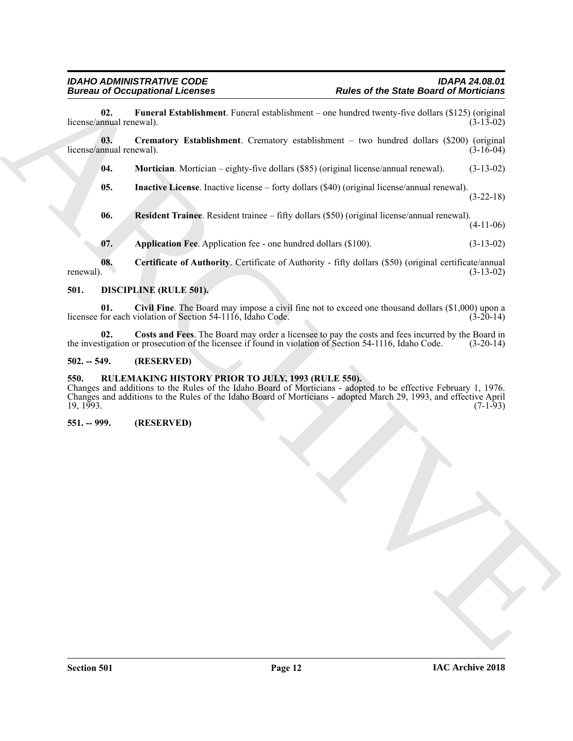**02. Funeral Establishment**. Funeral establishment – one hundred twenty-five dollars ($125) (original license/annual renewal). (3-13-02)

**03. Crematory Establishment**. Crematory establishment – two hundred dollars ($200) (original license/annual renewal). (3-16-04)

**04. Mortician**. Mortician – eighty-five dollars ($85) (original license/annual renewal). (3-13-02)

**05. Inactive License**. Inactive license – forty dollars ($40) (original license/annual renewal). (3-22-18)

**06. Resident Trainee**. Resident trainee – fifty dollars ($50) (original license/annual renewal). (4-11-06)

**07. Application Fee**. Application fee - one hundred dollars ($100). (3-13-02)

**08. Certificate of Authority**. Certificate of Authority - fifty dollars ($50) (original certificate/annual renewal). (3-13-02)

## 501. DISCIPLINE (RULE 501).

**01. Civil Fine**. The Board may impose a civil fine not to exceed one thousand dollars ($1,000) upon a licensee for each violation of Section 54-1116, Idaho Code. (3-20-14)

**02. Costs and Fees**. The Board may order a licensee to pay the costs and fees incurred by the Board in the investigation or prosecution of the licensee if found in violation of Section 54-1116, Idaho Code. (3-20-14)

## 502. -- 549. (RESERVED)

## 550. RULEMAKING HISTORY PRIOR TO JULY, 1993 (RULE 550).

Changes and additions to the Rules of the Idaho Board of Morticians - adopted to be effective February 1, 1976. Changes and additions to the Rules of the Idaho Board of Morticians - adopted March 29, 1993, and effective April 19, 1993. (7-1-93)

## 551. -- 999. (RESERVED)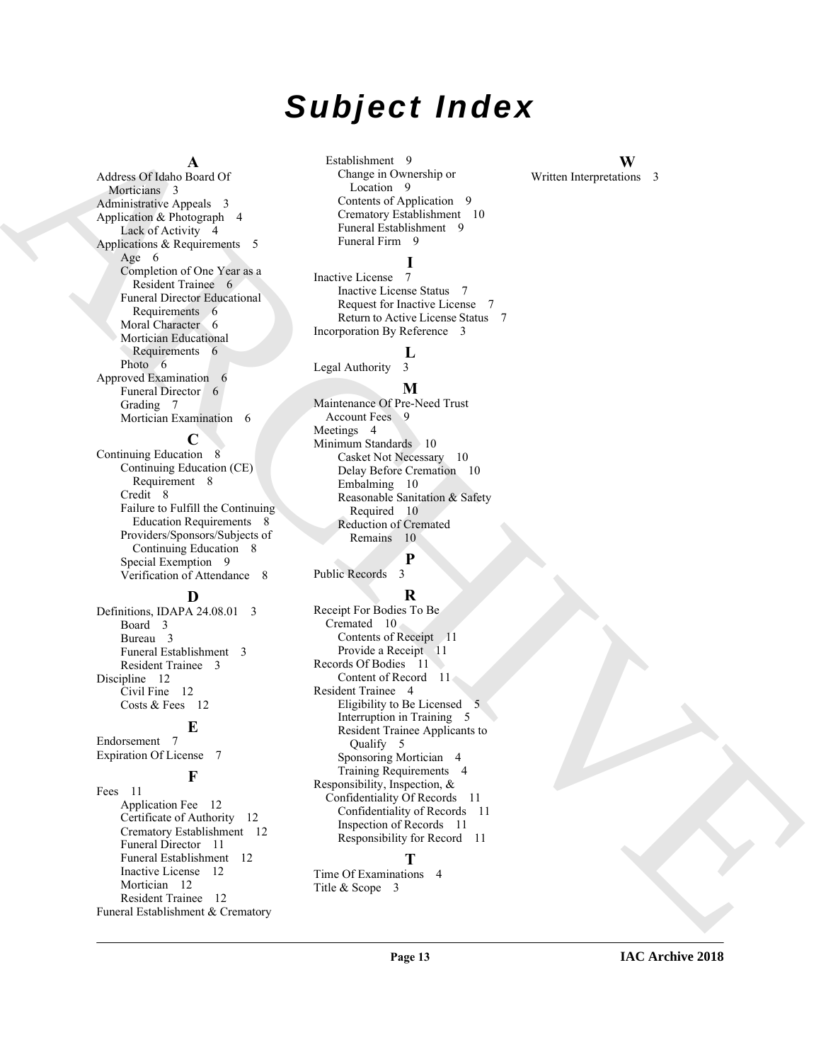# Subject Index

**A**

Address Of Idaho Board Of Morticians 3
Administrative Appeals 3
Application & Photograph 4
- Lack of Activity 4

Applications & Requirements 5
- Age 6
- Completion of One Year as a Resident Trainee 6
- Funeral Director Educational Requirements 6
- Moral Character 6
- Mortician Educational Requirements 6
- Photo 6

Approved Examination 6
- Funeral Director 6
- Grading 7
- Mortician Examination 6

**C**

Continuing Education 8
- Continuing Education (CE) Requirement 8
- Credit 8
- Failure to Fulfill the Continuing Education Requirements 8
- Providers/Sponsors/Subjects of Continuing Education 8
- Special Exemption 9
- Verification of Attendance 8

**D**

Definitions, IDAPA 24.08.01 3
- Board 3
- Bureau 3
- Funeral Establishment 3
- Resident Trainee 3

Discipline 12
- Civil Fine 12
- Costs & Fees 12

**E**

Endorsement 7
Expiration Of License 7

**F**

Fees 11
- Application Fee 12
- Certificate of Authority 12
- Crematory Establishment 12
- Funeral Director 11
- Funeral Establishment 12
- Inactive License 12
- Mortician 12
- Resident Trainee 12

Funeral Establishment & Crematory Establishment 9
- Change in Ownership or Location 9
- Contents of Application 9
- Crematory Establishment 10
- Funeral Establishment 9
- Funeral Firm 9

**I**

Inactive License 7
- Inactive License Status 7
- Request for Inactive License 7
- Return to Active License Status 7

Incorporation By Reference 3

**L**

Legal Authority 3

**M**

Maintenance Of Pre-Need Trust Account Fees 9
Meetings 4
Minimum Standards 10
- Casket Not Necessary 10
- Delay Before Cremation 10
- Embalming 10
- Reasonable Sanitation & Safety Required 10
- Reduction of Cremated Remains 10

**P**

Public Records 3

**R**

Receipt For Bodies To Be Cremated 10
- Contents of Receipt 11
- Provide a Receipt 11

Records Of Bodies 11
- Content of Record 11

Resident Trainee 4
- Eligibility to Be Licensed 5
- Interruption in Training 5
- Resident Trainee Applicants to Qualify 5
- Sponsoring Mortician 4
- Training Requirements 4

Responsibility, Inspection, & Confidentiality Of Records 11
- Confidentiality of Records 11
- Inspection of Records 11
- Responsibility for Record 11

**T**

Time Of Examinations 4
Title & Scope 3

**W**

Written Interpretations 3